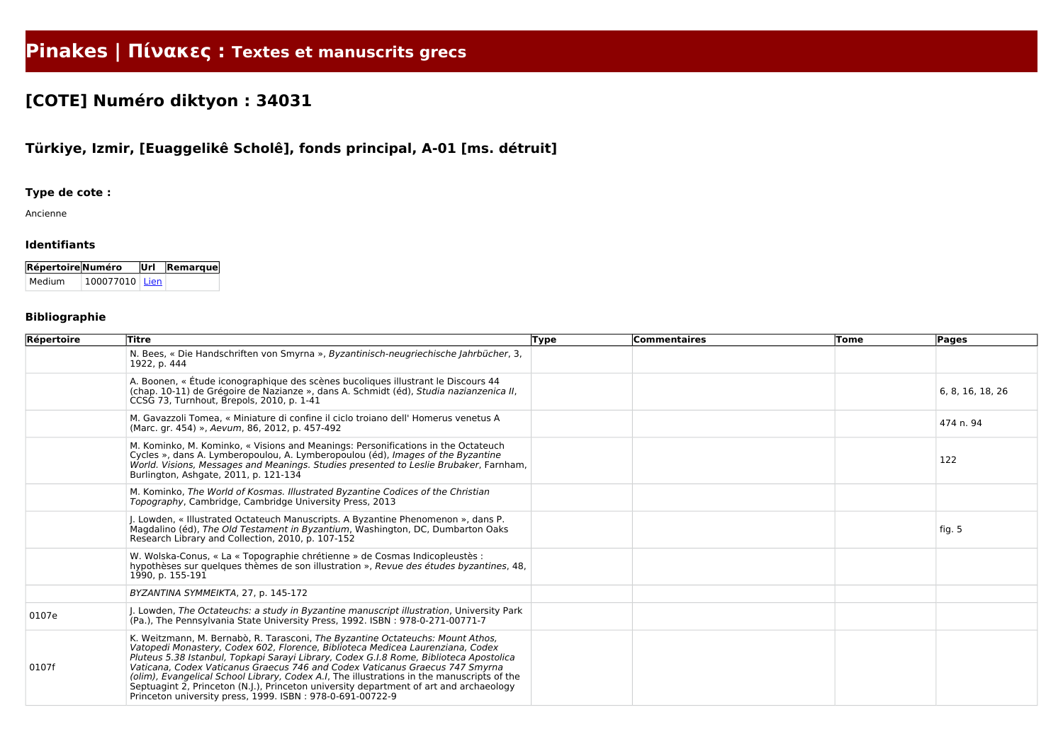# Pinakes | Πίνακες : Textes et manuscrits grecs

## [COTE] Numéro diktyon : 34031

### Türkiye, Izmir, [Euaggelikê Scholê], fonds principal, A-01 [ms. détruit]

#### Type de cote :

Ancienne

#### Identifiants

| Répertoire | Numéro | Url | Remarque |
|---|---|---|---|
| Medium | 100077010 | Lien | |

#### Bibliographie

| Répertoire | Titre | Type | Commentaires | Tome | Pages |
|---|---|---|---|---|---|
| | N. Bees, « Die Handschriften von Smyrna », *Byzantinisch-neugriechische Jahrbücher*, 3, 1922, p. 444 | | | | |
| | A. Boonen, « Étude iconographique des scènes bucoliques illustrant le Discours 44 (chap. 10-11) de Grégoire de Nazianze », dans A. Schmidt (éd), *Studia nazianzenica II*, CCSG 73, Turnhout, Brepols, 2010, p. 1-41 | | | | 6, 8, 16, 18, 26 |
| | M. Gavazzoli Tomea, « Miniature di confine il ciclo troiano dell' Homerus venetus A (Marc. gr. 454) », *Aevum*, 86, 2012, p. 457-492 | | | | 474 n. 94 |
| | M. Kominko, M. Kominko, « Visions and Meanings: Personifications in the Octateuch Cycles », dans A. Lymberopoulou, A. Lymberopoulou (éd), *Images of the Byzantine World. Visions, Messages and Meanings. Studies presented to Leslie Brubaker*, Farnham, Burlington, Ashgate, 2011, p. 121-134 | | | | 122 |
| | M. Kominko, *The World of Kosmas. Illustrated Byzantine Codices of the Christian Topography*, Cambridge, Cambridge University Press, 2013 | | | | |
| | J. Lowden, « Illustrated Octateuch Manuscripts. A Byzantine Phenomenon », dans P. Magdalino (éd), *The Old Testament in Byzantium*, Washington, DC, Dumbarton Oaks Research Library and Collection, 2010, p. 107-152 | | | | fig. 5 |
| | W. Wolska-Conus, « La « Topographie chrétienne » de Cosmas Indicopleustès : hypothèses sur quelques thèmes de son illustration », *Revue des études byzantines*, 48, 1990, p. 155-191 | | | | |
| | *BYZANTINA SYMMEIKTA*, 27, p. 145-172 | | | | |
| 0107e | J. Lowden, *The Octateuchs: a study in Byzantine manuscript illustration*, University Park (Pa.), The Pennsylvania State University Press, 1992. ISBN : 978-0-271-00771-7 | | | | |
| 0107f | K. Weitzmann, M. Bernabò, R. Tarasconi, *The Byzantine Octateuchs: Mount Athos, Vatopedi Monastery, Codex 602, Florence, Biblioteca Medicea Laurenziana, Codex Pluteus 5.38 Istanbul, Topkapi Sarayi Library, Codex G.I.8 Rome, Biblioteca Apostolica Vaticana, Codex Vaticanus Graecus 746 and Codex Vaticanus Graecus 747 Smyrna (olim), Evangelical School Library, Codex A.I*, The illustrations in the manuscripts of the Septuagint 2, Princeton (N.J.), Princeton university department of art and archaeology Princeton university press, 1999. ISBN : 978-0-691-00722-9 | | | | |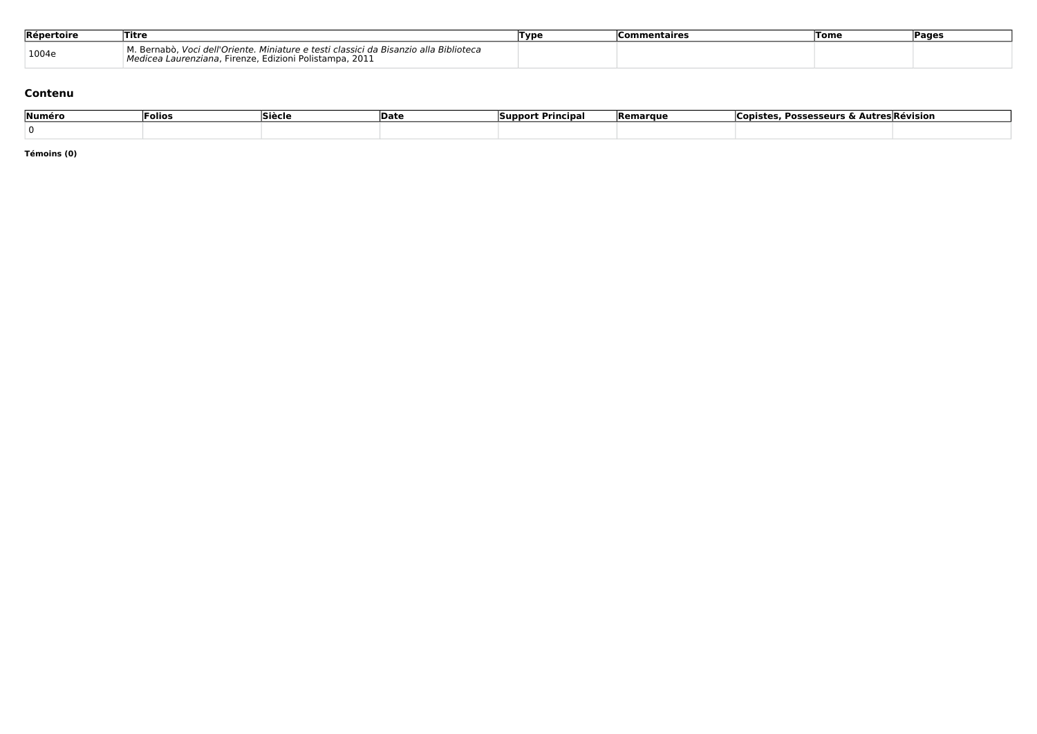| Répertoire | Titre | Type | Commentaires | Tome | Pages |
|---|---|---|---|---|---|
| 1004e | M. Bernabò, *Voci dell'Oriente. Miniature e testi classici da Bisanzio alla Biblioteca Medicea Laurenziana*, Firenze, Edizioni Polistampa, 2011 | | | | |

## Contenu

| Numéro | Folios | Siècle | Date | Support Principal | Remarque | Copistes, Possesseurs & Autres | Révision |
|---|---|---|---|---|---|---|---|
| 0 | | | | | | | |

**Témoins (0)**